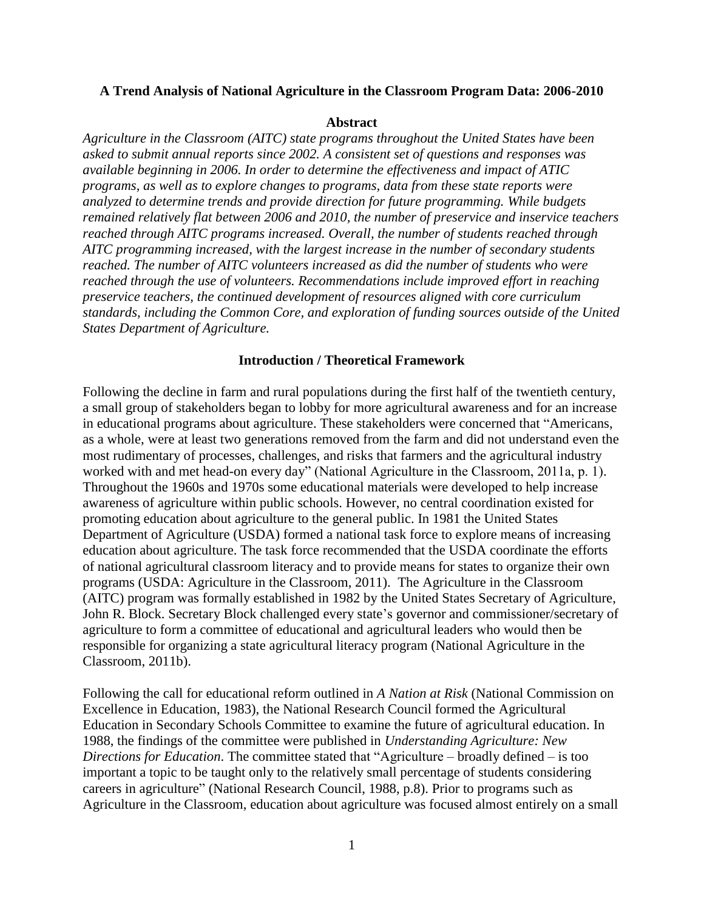# A Trend Analysis of National Agriculture in the Classroom Program Data: 2006-2010

## Abstract

*Agriculture in the Classroom (AITC) state programs throughout the United States have been asked to submit annual reports since 2002. A consistent set of questions and responses was available beginning in 2006. In order to determine the effectiveness and impact of ATIC programs, as well as to explore changes to programs, data from these state reports were analyzed to determine trends and provide direction for future programming. While budgets remained relatively flat between 2006 and 2010, the number of preservice and inservice teachers reached through AITC programs increased. Overall, the number of students reached through AITC programming increased, with the largest increase in the number of secondary students reached. The number of AITC volunteers increased as did the number of students who were reached through the use of volunteers. Recommendations include improved effort in reaching preservice teachers, the continued development of resources aligned with core curriculum standards, including the Common Core, and exploration of funding sources outside of the United States Department of Agriculture.*

## Introduction / Theoretical Framework

Following the decline in farm and rural populations during the first half of the twentieth century, a small group of stakeholders began to lobby for more agricultural awareness and for an increase in educational programs about agriculture. These stakeholders were concerned that "Americans, as a whole, were at least two generations removed from the farm and did not understand even the most rudimentary of processes, challenges, and risks that farmers and the agricultural industry worked with and met head-on every day" (National Agriculture in the Classroom, 2011a, p. 1). Throughout the 1960s and 1970s some educational materials were developed to help increase awareness of agriculture within public schools. However, no central coordination existed for promoting education about agriculture to the general public. In 1981 the United States Department of Agriculture (USDA) formed a national task force to explore means of increasing education about agriculture. The task force recommended that the USDA coordinate the efforts of national agricultural classroom literacy and to provide means for states to organize their own programs (USDA: Agriculture in the Classroom, 2011). The Agriculture in the Classroom (AITC) program was formally established in 1982 by the United States Secretary of Agriculture, John R. Block. Secretary Block challenged every state's governor and commissioner/secretary of agriculture to form a committee of educational and agricultural leaders who would then be responsible for organizing a state agricultural literacy program (National Agriculture in the Classroom, 2011b).

Following the call for educational reform outlined in *A Nation at Risk* (National Commission on Excellence in Education, 1983), the National Research Council formed the Agricultural Education in Secondary Schools Committee to examine the future of agricultural education. In 1988, the findings of the committee were published in *Understanding Agriculture: New Directions for Education*. The committee stated that "Agriculture – broadly defined – is too important a topic to be taught only to the relatively small percentage of students considering careers in agriculture" (National Research Council, 1988, p.8). Prior to programs such as Agriculture in the Classroom, education about agriculture was focused almost entirely on a small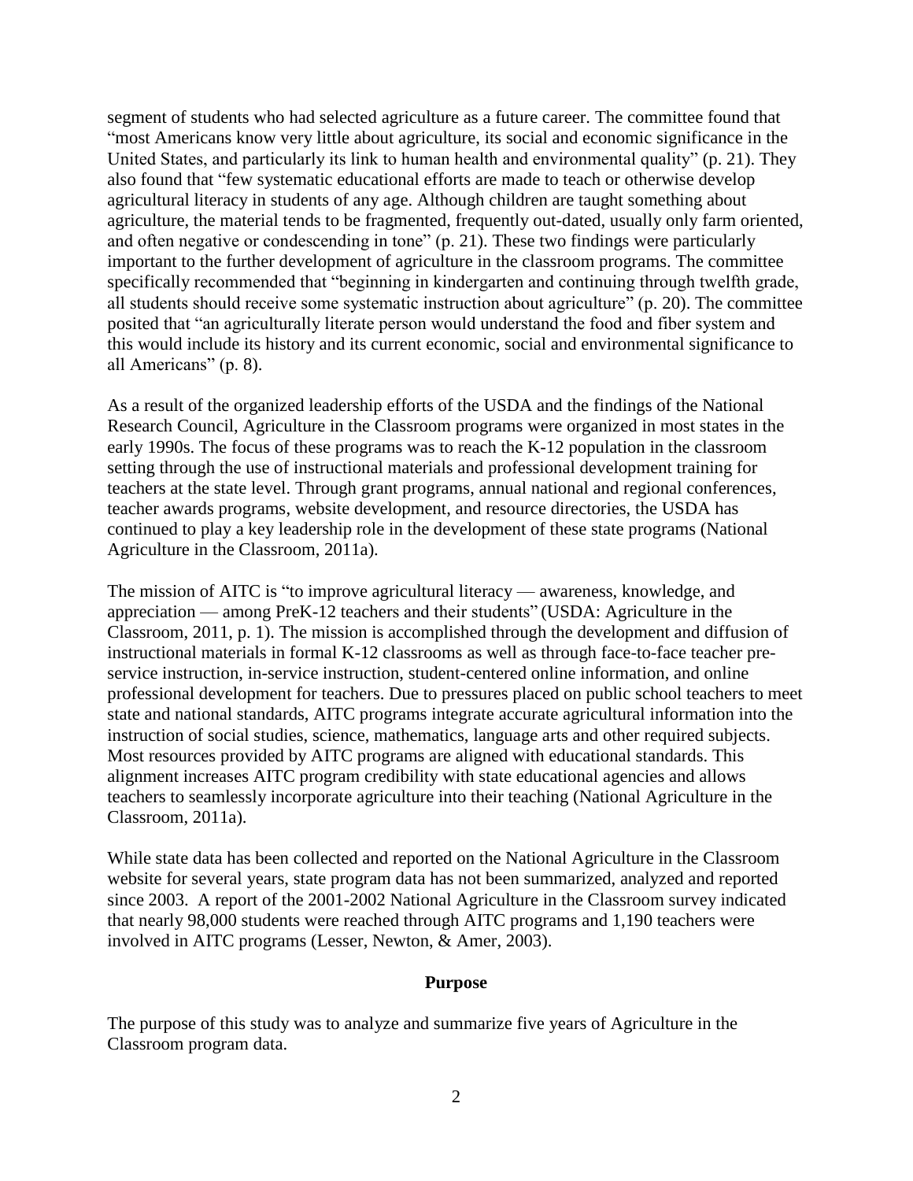segment of students who had selected agriculture as a future career. The committee found that "most Americans know very little about agriculture, its social and economic significance in the United States, and particularly its link to human health and environmental quality" (p. 21). They also found that "few systematic educational efforts are made to teach or otherwise develop agricultural literacy in students of any age. Although children are taught something about agriculture, the material tends to be fragmented, frequently out-dated, usually only farm oriented, and often negative or condescending in tone" (p. 21). These two findings were particularly important to the further development of agriculture in the classroom programs. The committee specifically recommended that "beginning in kindergarten and continuing through twelfth grade, all students should receive some systematic instruction about agriculture" (p. 20). The committee posited that "an agriculturally literate person would understand the food and fiber system and this would include its history and its current economic, social and environmental significance to all Americans" (p. 8).

As a result of the organized leadership efforts of the USDA and the findings of the National Research Council, Agriculture in the Classroom programs were organized in most states in the early 1990s. The focus of these programs was to reach the K-12 population in the classroom setting through the use of instructional materials and professional development training for teachers at the state level. Through grant programs, annual national and regional conferences, teacher awards programs, website development, and resource directories, the USDA has continued to play a key leadership role in the development of these state programs (National Agriculture in the Classroom, 2011a).

The mission of AITC is "to improve agricultural literacy — awareness, knowledge, and appreciation — among PreK-12 teachers and their students" (USDA: Agriculture in the Classroom, 2011, p. 1). The mission is accomplished through the development and diffusion of instructional materials in formal K-12 classrooms as well as through face-to-face teacher pre-service instruction, in-service instruction, student-centered online information, and online professional development for teachers. Due to pressures placed on public school teachers to meet state and national standards, AITC programs integrate accurate agricultural information into the instruction of social studies, science, mathematics, language arts and other required subjects. Most resources provided by AITC programs are aligned with educational standards. This alignment increases AITC program credibility with state educational agencies and allows teachers to seamlessly incorporate agriculture into their teaching (National Agriculture in the Classroom, 2011a).

While state data has been collected and reported on the National Agriculture in the Classroom website for several years, state program data has not been summarized, analyzed and reported since 2003. A report of the 2001-2002 National Agriculture in the Classroom survey indicated that nearly 98,000 students were reached through AITC programs and 1,190 teachers were involved in AITC programs (Lesser, Newton, & Amer, 2003).

## Purpose

The purpose of this study was to analyze and summarize five years of Agriculture in the Classroom program data.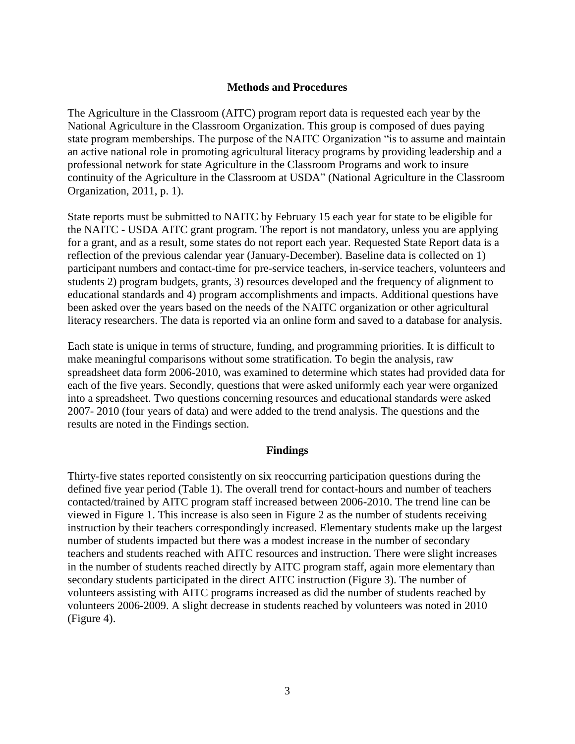## Methods and Procedures

The Agriculture in the Classroom (AITC) program report data is requested each year by the National Agriculture in the Classroom Organization. This group is composed of dues paying state program memberships. The purpose of the NAITC Organization "is to assume and maintain an active national role in promoting agricultural literacy programs by providing leadership and a professional network for state Agriculture in the Classroom Programs and work to insure continuity of the Agriculture in the Classroom at USDA" (National Agriculture in the Classroom Organization, 2011, p. 1).

State reports must be submitted to NAITC by February 15 each year for state to be eligible for the NAITC - USDA AITC grant program. The report is not mandatory, unless you are applying for a grant, and as a result, some states do not report each year. Requested State Report data is a reflection of the previous calendar year (January-December). Baseline data is collected on 1) participant numbers and contact-time for pre-service teachers, in-service teachers, volunteers and students 2) program budgets, grants, 3) resources developed and the frequency of alignment to educational standards and 4) program accomplishments and impacts. Additional questions have been asked over the years based on the needs of the NAITC organization or other agricultural literacy researchers. The data is reported via an online form and saved to a database for analysis.

Each state is unique in terms of structure, funding, and programming priorities. It is difficult to make meaningful comparisons without some stratification. To begin the analysis, raw spreadsheet data form 2006-2010, was examined to determine which states had provided data for each of the five years. Secondly, questions that were asked uniformly each year were organized into a spreadsheet. Two questions concerning resources and educational standards were asked 2007- 2010 (four years of data) and were added to the trend analysis. The questions and the results are noted in the Findings section.

## Findings

Thirty-five states reported consistently on six reoccurring participation questions during the defined five year period (Table 1). The overall trend for contact-hours and number of teachers contacted/trained by AITC program staff increased between 2006-2010. The trend line can be viewed in Figure 1. This increase is also seen in Figure 2 as the number of students receiving instruction by their teachers correspondingly increased. Elementary students make up the largest number of students impacted but there was a modest increase in the number of secondary teachers and students reached with AITC resources and instruction. There were slight increases in the number of students reached directly by AITC program staff, again more elementary than secondary students participated in the direct AITC instruction (Figure 3). The number of volunteers assisting with AITC programs increased as did the number of students reached by volunteers 2006-2009. A slight decrease in students reached by volunteers was noted in 2010 (Figure 4).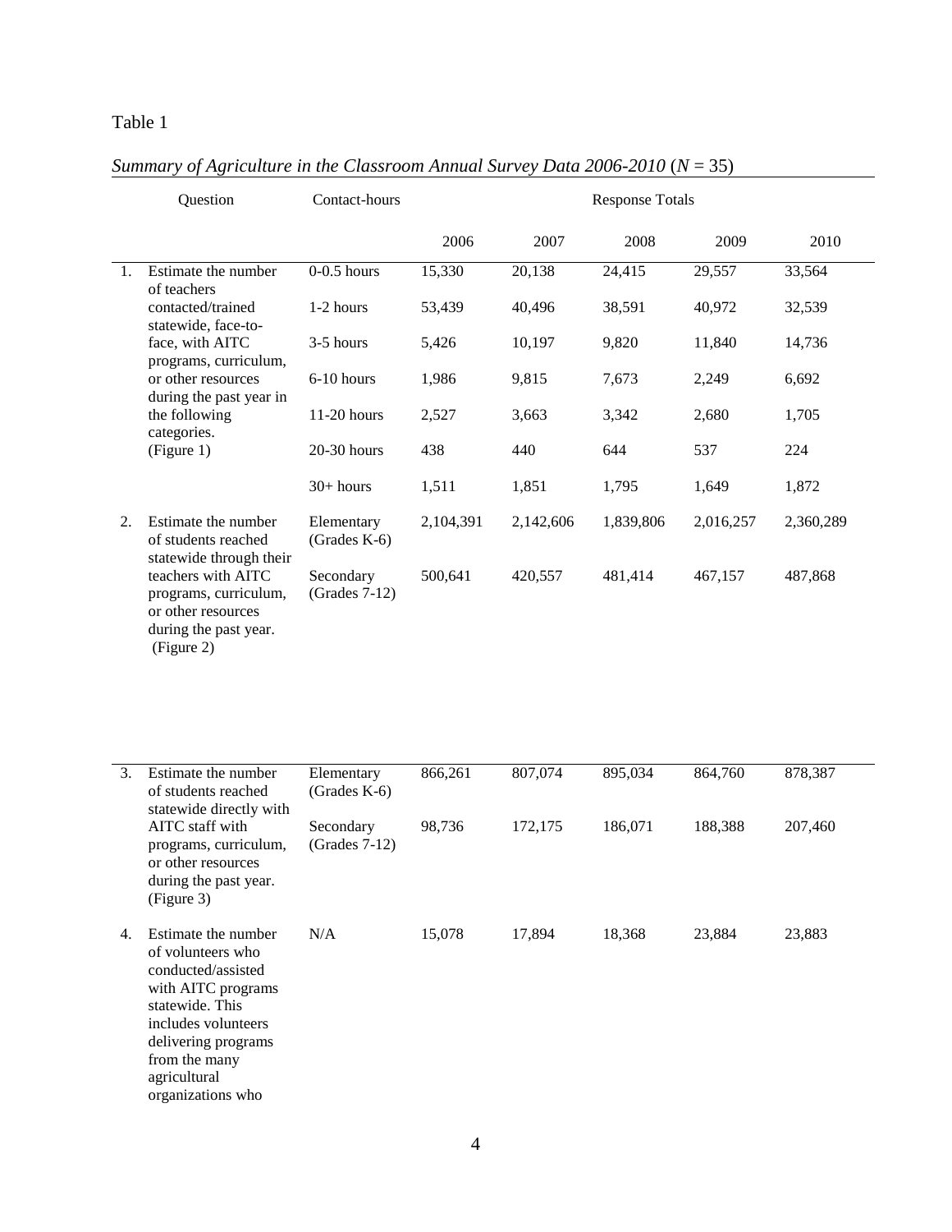Table 1

*Summary of Agriculture in the Classroom Annual Survey Data 2006-2010* (*N* = 35)

| | Question | Contact-hours | Response Totals | | | | |
|---|---|---|---|---|---|---|---|
| | | | 2006 | 2007 | 2008 | 2009 | 2010 |
| 1. | Estimate the number of teachers contacted/trained statewide, face-to-face, with AITC programs, curriculum, or other resources during the past year in the following categories. (Figure 1) | 0-0.5 hours | 15,330 | 20,138 | 24,415 | 29,557 | 33,564 |
| | | 1-2 hours | 53,439 | 40,496 | 38,591 | 40,972 | 32,539 |
| | | 3-5 hours | 5,426 | 10,197 | 9,820 | 11,840 | 14,736 |
| | | 6-10 hours | 1,986 | 9,815 | 7,673 | 2,249 | 6,692 |
| | | 11-20 hours | 2,527 | 3,663 | 3,342 | 2,680 | 1,705 |
| | | 20-30 hours | 438 | 440 | 644 | 537 | 224 |
| | | 30+ hours | 1,511 | 1,851 | 1,795 | 1,649 | 1,872 |
| 2. | Estimate the number of students reached statewide through their teachers with AITC programs, curriculum, or other resources during the past year. (Figure 2) | Elementary (Grades K-6) | 2,104,391 | 2,142,606 | 1,839,806 | 2,016,257 | 2,360,289 |
| | | Secondary (Grades 7-12) | 500,641 | 420,557 | 481,414 | 467,157 | 487,868 |
| 3. | Estimate the number of students reached statewide directly with AITC staff with programs, curriculum, or other resources during the past year. (Figure 3) | Elementary (Grades K-6) | 866,261 | 807,074 | 895,034 | 864,760 | 878,387 |
| | | Secondary (Grades 7-12) | 98,736 | 172,175 | 186,071 | 188,388 | 207,460 |
| 4. | Estimate the number of volunteers who conducted/assisted with AITC programs statewide. This includes volunteers delivering programs from the many agricultural organizations who | N/A | 15,078 | 17,894 | 18,368 | 23,884 | 23,883 |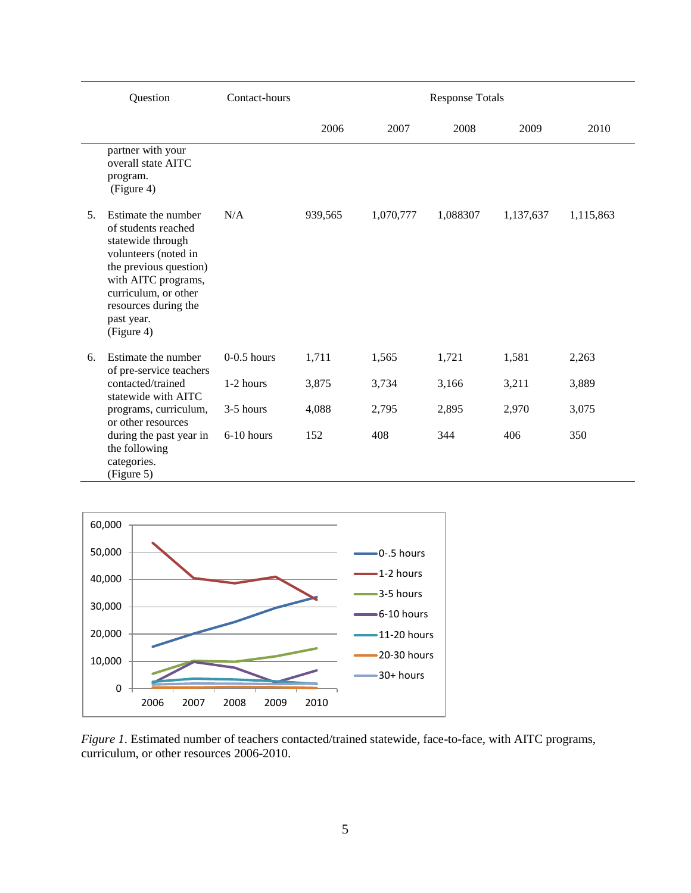| Question | Contact-hours | Response Totals | | | | |
|---|---|---|---|---|---|---|
| | | 2006 | 2007 | 2008 | 2009 | 2010 |
| partner with your overall state AITC program. (Figure 4) | | | | | | |
| 5. Estimate the number of students reached statewide through volunteers (noted in the previous question) with AITC programs, curriculum, or other resources during the past year. (Figure 4) | N/A | 939,565 | 1,070,777 | 1,088307 | 1,137,637 | 1,115,863 |
| 6. Estimate the number of pre-service teachers contacted/trained statewide with AITC programs, curriculum, or other resources during the past year in the following categories. (Figure 5) | 0-0.5 hours | 1,711 | 1,565 | 1,721 | 1,581 | 2,263 |
| | 1-2 hours | 3,875 | 3,734 | 3,166 | 3,211 | 3,889 |
| | 3-5 hours | 4,088 | 2,795 | 2,895 | 2,970 | 3,075 |
| | 6-10 hours | 152 | 408 | 344 | 406 | 350 |

*Figure 1*. Estimated number of teachers contacted/trained statewide, face-to-face, with AITC programs, curriculum, or other resources 2006-2010.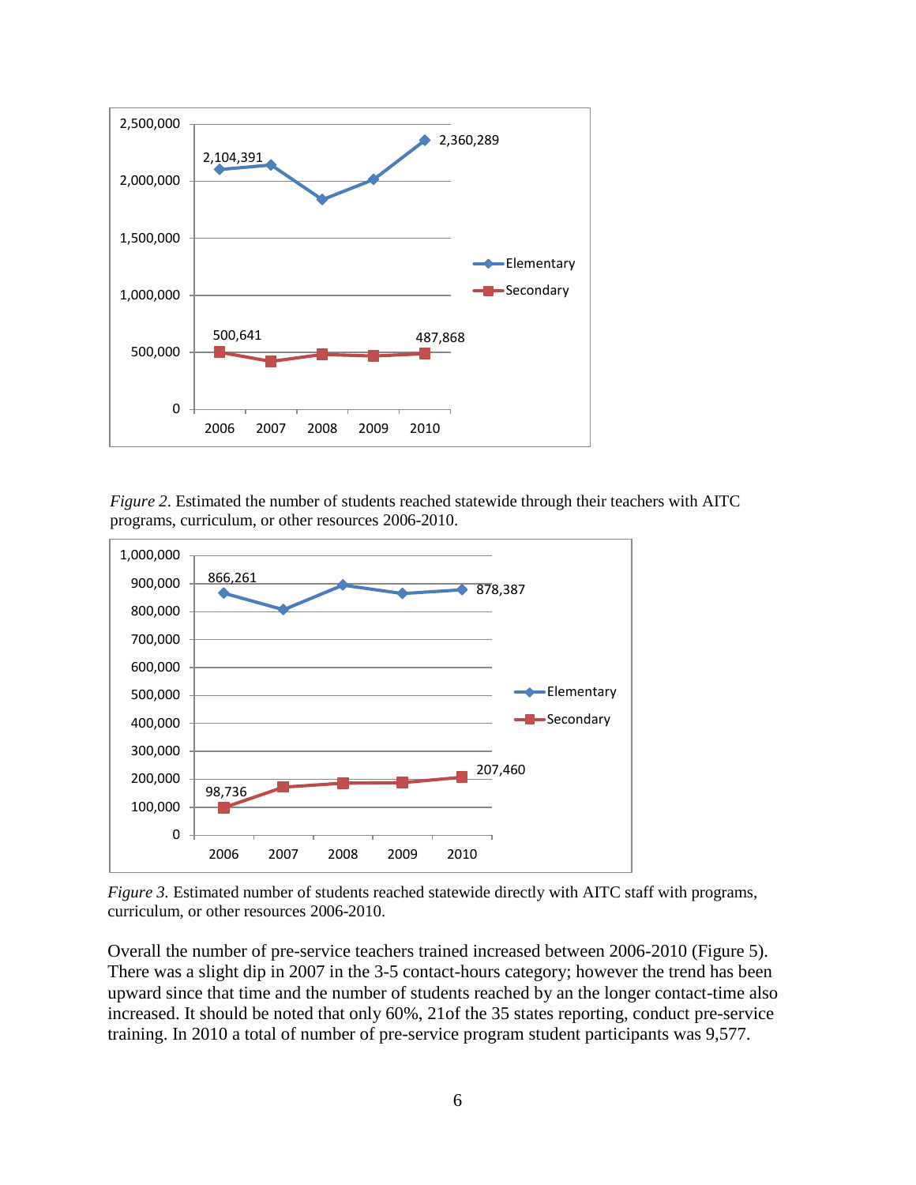*Figure 2.* Estimated the number of students reached statewide through their teachers with AITC programs, curriculum, or other resources 2006-2010.

*Figure 3.* Estimated number of students reached statewide directly with AITC staff with programs, curriculum, or other resources 2006-2010.

Overall the number of pre-service teachers trained increased between 2006-2010 (Figure 5). There was a slight dip in 2007 in the 3-5 contact-hours category; however the trend has been upward since that time and the number of students reached by an the longer contact-time also increased. It should be noted that only 60%, 21of the 35 states reporting, conduct pre-service training. In 2010 a total of number of pre-service program student participants was 9,577.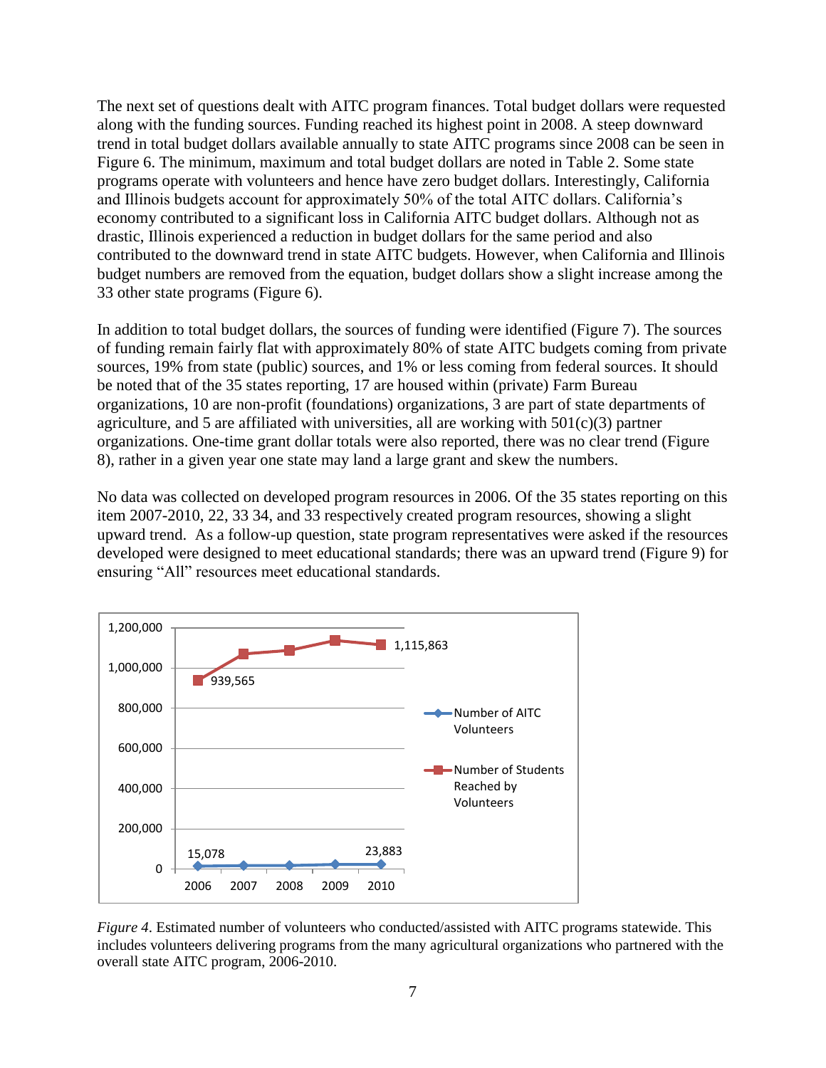The next set of questions dealt with AITC program finances. Total budget dollars were requested along with the funding sources. Funding reached its highest point in 2008. A steep downward trend in total budget dollars available annually to state AITC programs since 2008 can be seen in Figure 6. The minimum, maximum and total budget dollars are noted in Table 2. Some state programs operate with volunteers and hence have zero budget dollars. Interestingly, California and Illinois budgets account for approximately 50% of the total AITC dollars. California's economy contributed to a significant loss in California AITC budget dollars. Although not as drastic, Illinois experienced a reduction in budget dollars for the same period and also contributed to the downward trend in state AITC budgets. However, when California and Illinois budget numbers are removed from the equation, budget dollars show a slight increase among the 33 other state programs (Figure 6).

In addition to total budget dollars, the sources of funding were identified (Figure 7). The sources of funding remain fairly flat with approximately 80% of state AITC budgets coming from private sources, 19% from state (public) sources, and 1% or less coming from federal sources. It should be noted that of the 35 states reporting, 17 are housed within (private) Farm Bureau organizations, 10 are non-profit (foundations) organizations, 3 are part of state departments of agriculture, and 5 are affiliated with universities, all are working with 501(c)(3) partner organizations. One-time grant dollar totals were also reported, there was no clear trend (Figure 8), rather in a given year one state may land a large grant and skew the numbers.

No data was collected on developed program resources in 2006. Of the 35 states reporting on this item 2007-2010, 22, 33 34, and 33 respectively created program resources, showing a slight upward trend. As a follow-up question, state program representatives were asked if the resources developed were designed to meet educational standards; there was an upward trend (Figure 9) for ensuring "All" resources meet educational standards.

*Figure 4*. Estimated number of volunteers who conducted/assisted with AITC programs statewide. This includes volunteers delivering programs from the many agricultural organizations who partnered with the overall state AITC program, 2006-2010.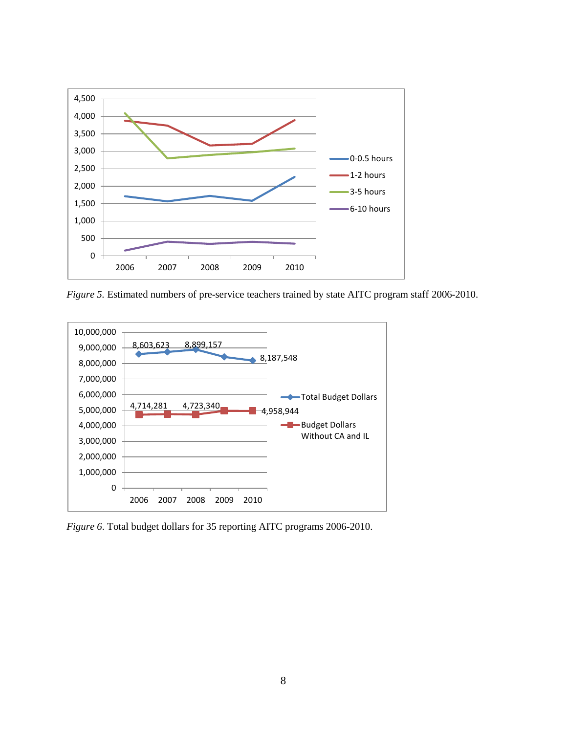*Figure 5.* Estimated numbers of pre-service teachers trained by state AITC program staff 2006-2010.

*Figure 6.* Total budget dollars for 35 reporting AITC programs 2006-2010.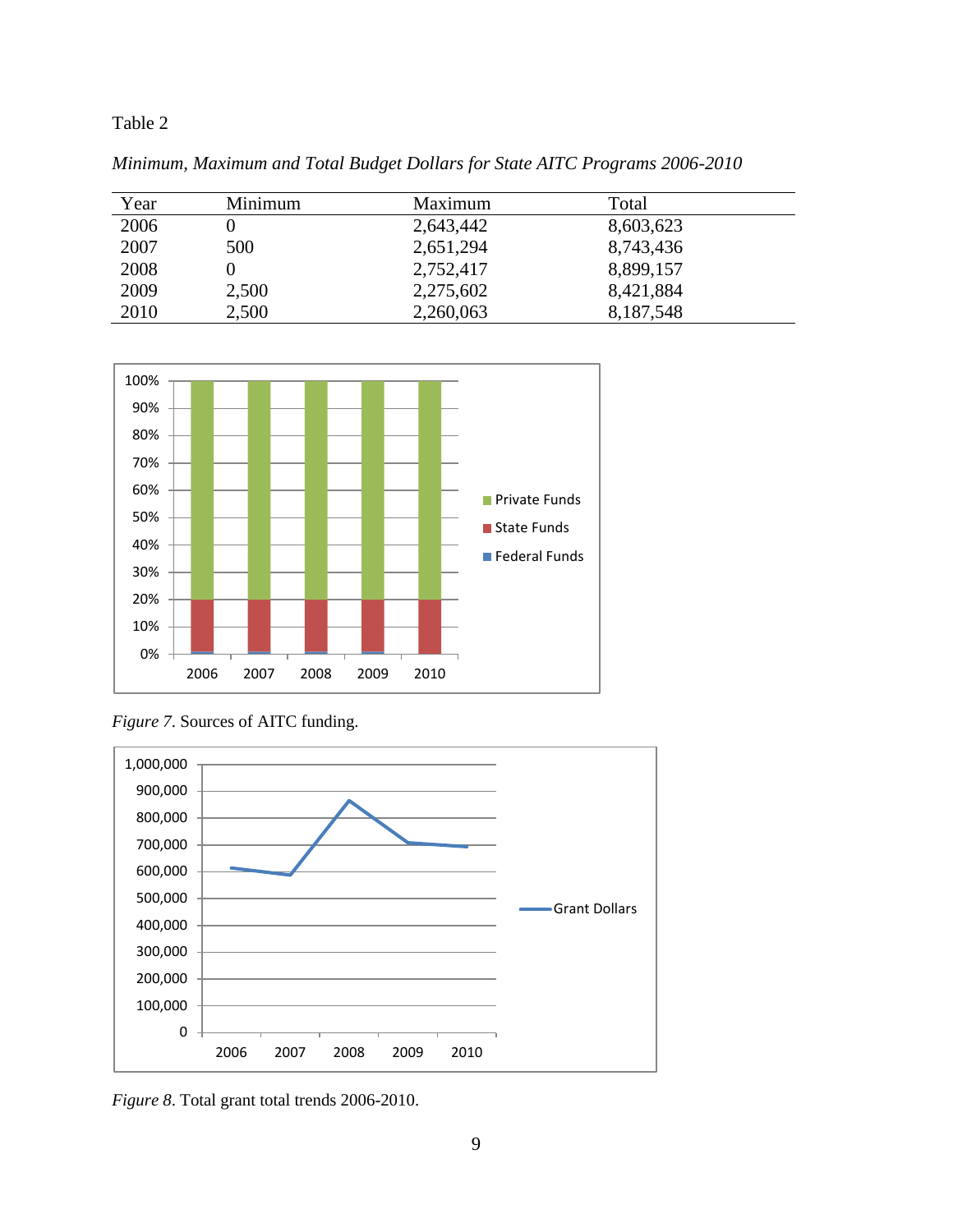Table 2

*Minimum, Maximum and Total Budget Dollars for State AITC Programs 2006-2010*

| Year | Minimum | Maximum | Total |
|---|---|---|---|
| 2006 | 0 | 2,643,442 | 8,603,623 |
| 2007 | 500 | 2,651,294 | 8,743,436 |
| 2008 | 0 | 2,752,417 | 8,899,157 |
| 2009 | 2,500 | 2,275,602 | 8,421,884 |
| 2010 | 2,500 | 2,260,063 | 8,187,548 |

*Figure 7*. Sources of AITC funding.

*Figure 8*. Total grant total trends 2006-2010.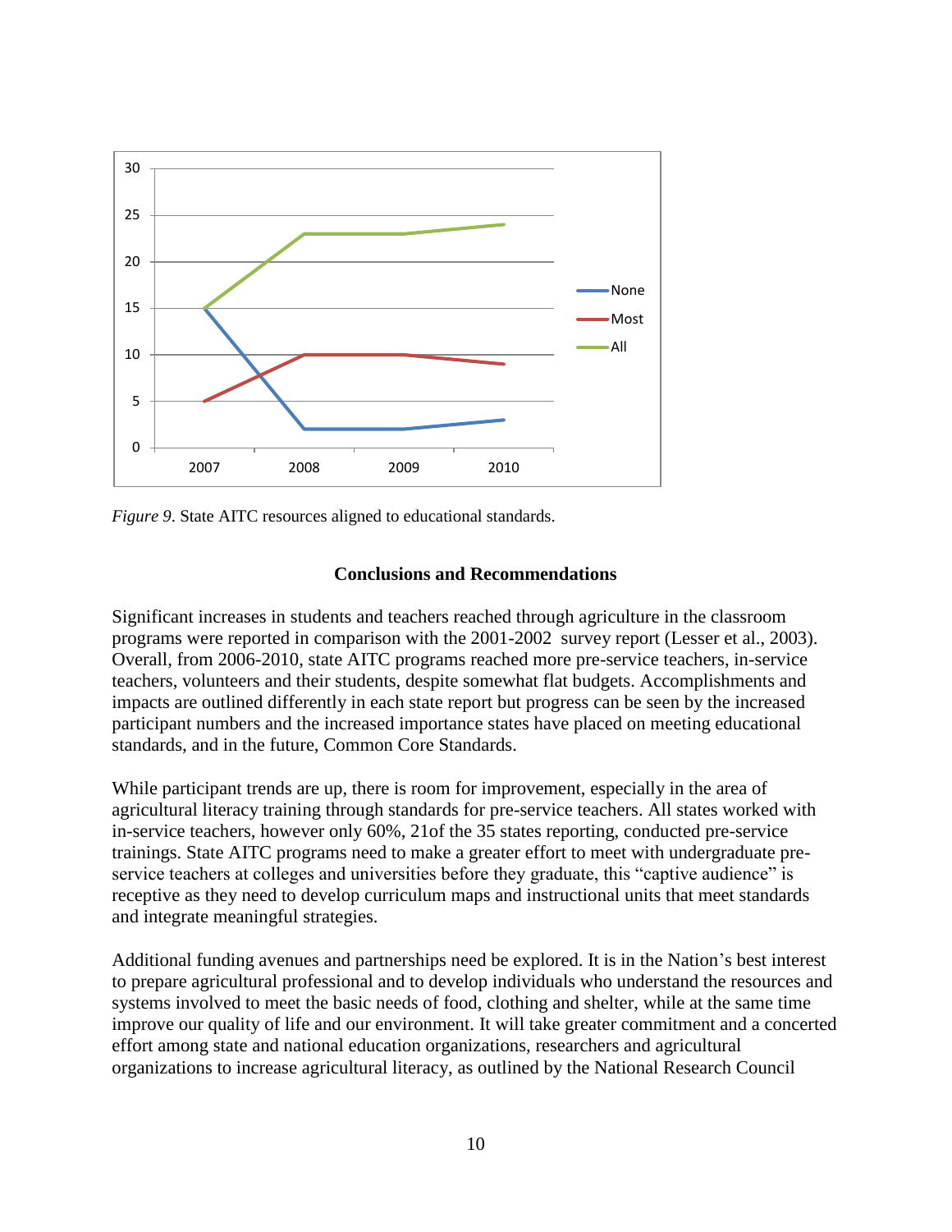*Figure 9*. State AITC resources aligned to educational standards.

## Conclusions and Recommendations

Significant increases in students and teachers reached through agriculture in the classroom programs were reported in comparison with the 2001-2002 survey report (Lesser et al., 2003). Overall, from 2006-2010, state AITC programs reached more pre-service teachers, in-service teachers, volunteers and their students, despite somewhat flat budgets. Accomplishments and impacts are outlined differently in each state report but progress can be seen by the increased participant numbers and the increased importance states have placed on meeting educational standards, and in the future, Common Core Standards.

While participant trends are up, there is room for improvement, especially in the area of agricultural literacy training through standards for pre-service teachers. All states worked with in-service teachers, however only 60%, 21of the 35 states reporting, conducted pre-service trainings. State AITC programs need to make a greater effort to meet with undergraduate pre-service teachers at colleges and universities before they graduate, this "captive audience" is receptive as they need to develop curriculum maps and instructional units that meet standards and integrate meaningful strategies.

Additional funding avenues and partnerships need be explored. It is in the Nation's best interest to prepare agricultural professional and to develop individuals who understand the resources and systems involved to meet the basic needs of food, clothing and shelter, while at the same time improve our quality of life and our environment. It will take greater commitment and a concerted effort among state and national education organizations, researchers and agricultural organizations to increase agricultural literacy, as outlined by the National Research Council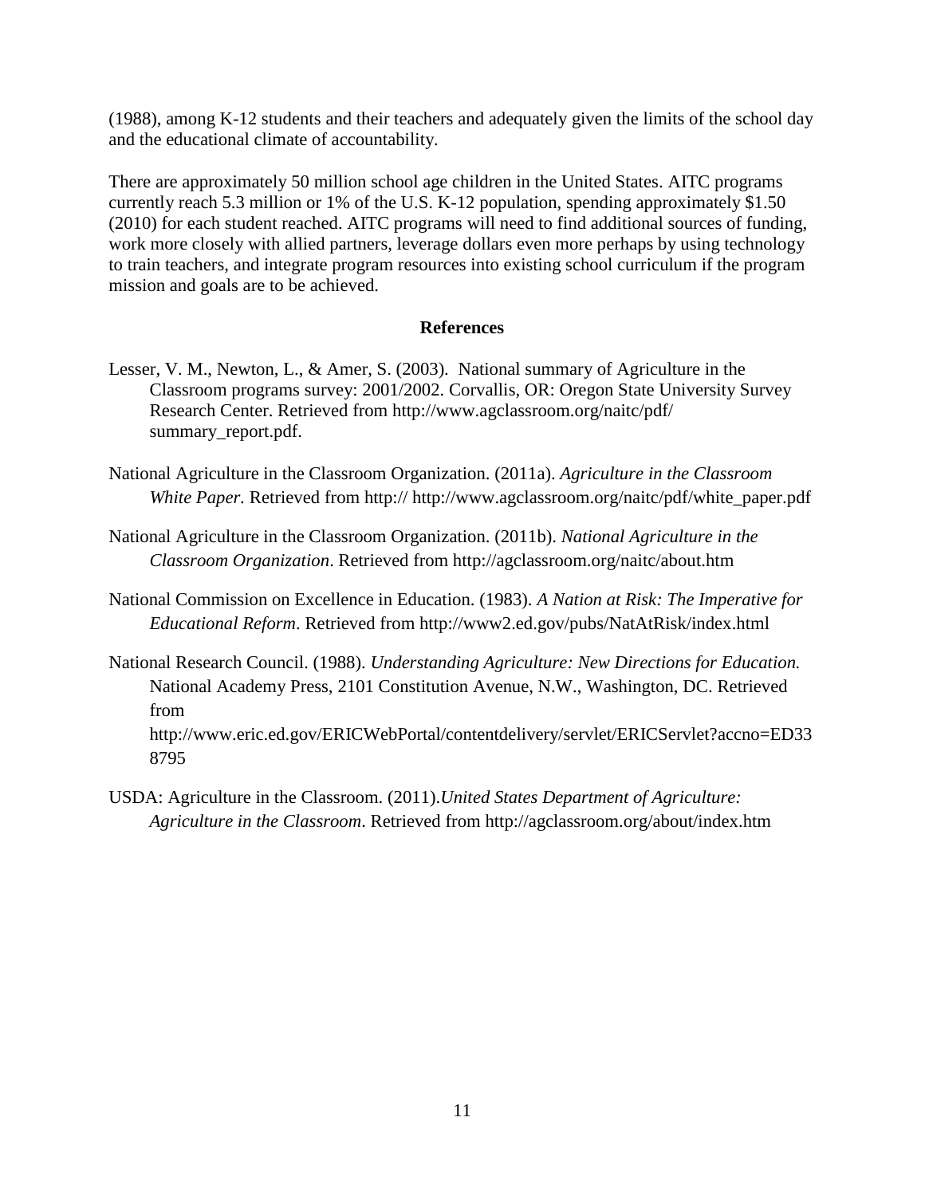(1988), among K-12 students and their teachers and adequately given the limits of the school day and the educational climate of accountability.

There are approximately 50 million school age children in the United States. AITC programs currently reach 5.3 million or 1% of the U.S. K-12 population, spending approximately $1.50 (2010) for each student reached. AITC programs will need to find additional sources of funding, work more closely with allied partners, leverage dollars even more perhaps by using technology to train teachers, and integrate program resources into existing school curriculum if the program mission and goals are to be achieved.

## References

Lesser, V. M., Newton, L., & Amer, S. (2003). National summary of Agriculture in the Classroom programs survey: 2001/2002. Corvallis, OR: Oregon State University Survey Research Center. Retrieved from http://www.agclassroom.org/naitc/pdf/summary_report.pdf.

National Agriculture in the Classroom Organization. (2011a). *Agriculture in the Classroom White Paper.* Retrieved from http:// http://www.agclassroom.org/naitc/pdf/white_paper.pdf

National Agriculture in the Classroom Organization. (2011b). *National Agriculture in the Classroom Organization*. Retrieved from http://agclassroom.org/naitc/about.htm

National Commission on Excellence in Education. (1983). *A Nation at Risk: The Imperative for Educational Reform*. Retrieved from http://www2.ed.gov/pubs/NatAtRisk/index.html

National Research Council. (1988). *Understanding Agriculture: New Directions for Education.* National Academy Press, 2101 Constitution Avenue, N.W., Washington, DC. Retrieved from http://www.eric.ed.gov/ERICWebPortal/contentdelivery/servlet/ERICServlet?accno=ED338795

USDA: Agriculture in the Classroom. (2011).*United States Department of Agriculture: Agriculture in the Classroom*. Retrieved from http://agclassroom.org/about/index.htm